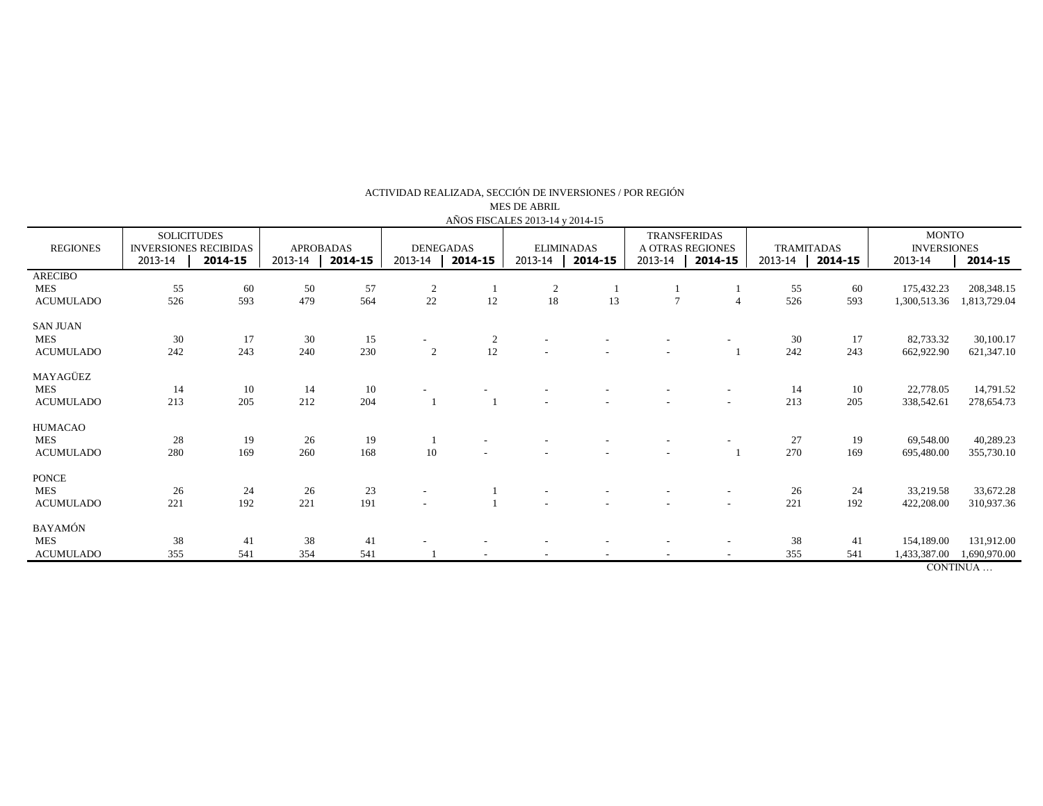ACTIVIDAD REALIZADA, SECCIÓN DE INVERSIONES / POR REGIÓN

MES DE ABRIL

AÑOS FISCALES 2013-14 y 2014-15

| REGIONES | SOLICITUDES INVERSIONES RECIBIDAS | | APROBADAS | | DENEGADAS | | ELIMINADAS | | TRANSFERIDAS A OTRAS REGIONES | | TRAMITADAS | | MONTO INVERSIONES | |
|---|---|---|---|---|---|---|---|---|---|---|---|---|---|---|
| | 2013-14 | **2014-15** | 2013-14 | **2014-15** | 2013-14 | **2014-15** | 2013-14 | **2014-15** | 2013-14 | **2014-15** | 2013-14 | **2014-15** | 2013-14 | **2014-15** |
| ARECIBO | | | | | | | | | | | | | | |
| MES | 55 | 60 | 50 | 57 | 2 | 1 | 2 | 1 | 1 | 1 | 55 | 60 | 175,432.23 | 208,348.15 |
| ACUMULADO | 526 | 593 | 479 | 564 | 22 | 12 | 18 | 13 | 7 | 4 | 526 | 593 | 1,300,513.36 | 1,813,729.04 |
| SAN JUAN | | | | | | | | | | | | | | |
| MES | 30 | 17 | 30 | 15 | - | 2 | - | - | - | - | 30 | 17 | 82,733.32 | 30,100.17 |
| ACUMULADO | 242 | 243 | 240 | 230 | 2 | 12 | - | - | - | 1 | 242 | 243 | 662,922.90 | 621,347.10 |
| MAYAGÜEZ | | | | | | | | | | | | | | |
| MES | 14 | 10 | 14 | 10 | - | - | - | - | - | - | 14 | 10 | 22,778.05 | 14,791.52 |
| ACUMULADO | 213 | 205 | 212 | 204 | 1 | 1 | - | - | - | - | 213 | 205 | 338,542.61 | 278,654.73 |
| HUMACAO | | | | | | | | | | | | | | |
| MES | 28 | 19 | 26 | 19 | 1 | - | - | - | - | - | 27 | 19 | 69,548.00 | 40,289.23 |
| ACUMULADO | 280 | 169 | 260 | 168 | 10 | - | - | - | - | 1 | 270 | 169 | 695,480.00 | 355,730.10 |
| PONCE | | | | | | | | | | | | | | |
| MES | 26 | 24 | 26 | 23 | - | 1 | - | - | - | - | 26 | 24 | 33,219.58 | 33,672.28 |
| ACUMULADO | 221 | 192 | 221 | 191 | - | 1 | - | - | - | - | 221 | 192 | 422,208.00 | 310,937.36 |
| BAYAMÓN | | | | | | | | | | | | | | |
| MES | 38 | 41 | 38 | 41 | - | - | - | - | - | - | 38 | 41 | 154,189.00 | 131,912.00 |
| ACUMULADO | 355 | 541 | 354 | 541 | 1 | - | - | - | - | - | 355 | 541 | 1,433,387.00 | 1,690,970.00 |

CONTINUA …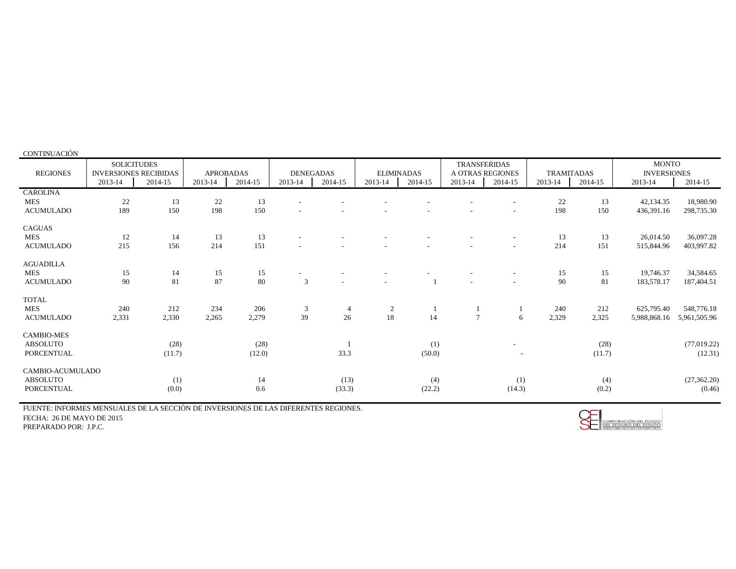CONTINUACIÓN

| REGIONES | SOLICITUDES INVERSIONES RECIBIDAS | | APROBADAS | | DENEGADAS | | ELIMINADAS | | TRANSFERIDAS A OTRAS REGIONES | | TRAMITADAS | | MONTO INVERSIONES | |
|---|---|---|---|---|---|---|---|---|---|---|---|---|---|---|
| | 2013-14 | 2014-15 | 2013-14 | 2014-15 | 2013-14 | 2014-15 | 2013-14 | 2014-15 | 2013-14 | 2014-15 | 2013-14 | 2014-15 | 2013-14 | 2014-15 |
| CAROLINA | | | | | | | | | | | | | | |
| MES | 22 | 13 | 22 | 13 | - | - | - | - | - | - | 22 | 13 | 42,134.35 | 18,980.90 |
| ACUMULADO | 189 | 150 | 198 | 150 | - | - | - | - | - | - | 198 | 150 | 436,391.16 | 298,735.30 |
| CAGUAS | | | | | | | | | | | | | | |
| MES | 12 | 14 | 13 | 13 | - | - | - | - | - | - | 13 | 13 | 26,014.50 | 36,097.28 |
| ACUMULADO | 215 | 156 | 214 | 151 | - | - | - | - | - | - | 214 | 151 | 515,844.96 | 403,997.82 |
| AGUADILLA | | | | | | | | | | | | | | |
| MES | 15 | 14 | 15 | 15 | - | - | - | - | - | - | 15 | 15 | 19,746.37 | 34,584.65 |
| ACUMULADO | 90 | 81 | 87 | 80 | 3 | - | - | 1 | - | - | 90 | 81 | 183,578.17 | 187,404.51 |
| TOTAL | | | | | | | | | | | | | | |
| MES | 240 | 212 | 234 | 206 | 3 | 4 | 2 | 1 | 1 | 1 | 240 | 212 | 625,795.40 | 548,776.18 |
| ACUMULADO | 2,331 | 2,330 | 2,265 | 2,279 | 39 | 26 | 18 | 14 | 7 | 6 | 2,329 | 2,325 | 5,988,868.16 | 5,961,505.96 |
| CAMBIO-MES | | | | | | | | | | | | | | |
| ABSOLUTO | | (28) | | (28) | | 1 | | (1) | | - | | (28) | | (77,019.22) |
| PORCENTUAL | | (11.7) | | (12.0) | | 33.3 | | (50.0) | | - | | (11.7) | | (12.31) |
| CAMBIO-ACUMULADO | | | | | | | | | | | | | | |
| ABSOLUTO | | (1) | | 14 | | (13) | | (4) | | (1) | | (4) | | (27,362.20) |
| PORCENTUAL | | (0.0) | | 0.6 | | (33.3) | | (22.2) | | (14.3) | | (0.2) | | (0.46) |

FUENTE: INFORMES MENSUALES DE LA SECCIÓN DE INVERSIONES DE LAS DIFERENTES REGIONES.

FECHA: 26 DE MAYO DE 2015

PREPARADO POR: J.P.C.

CFSE CORPORACIÓN DEL FONDO DEL SEGURO DEL ESTADO ESTADO LIBRE ASOCIADO DE PUERTO RICO